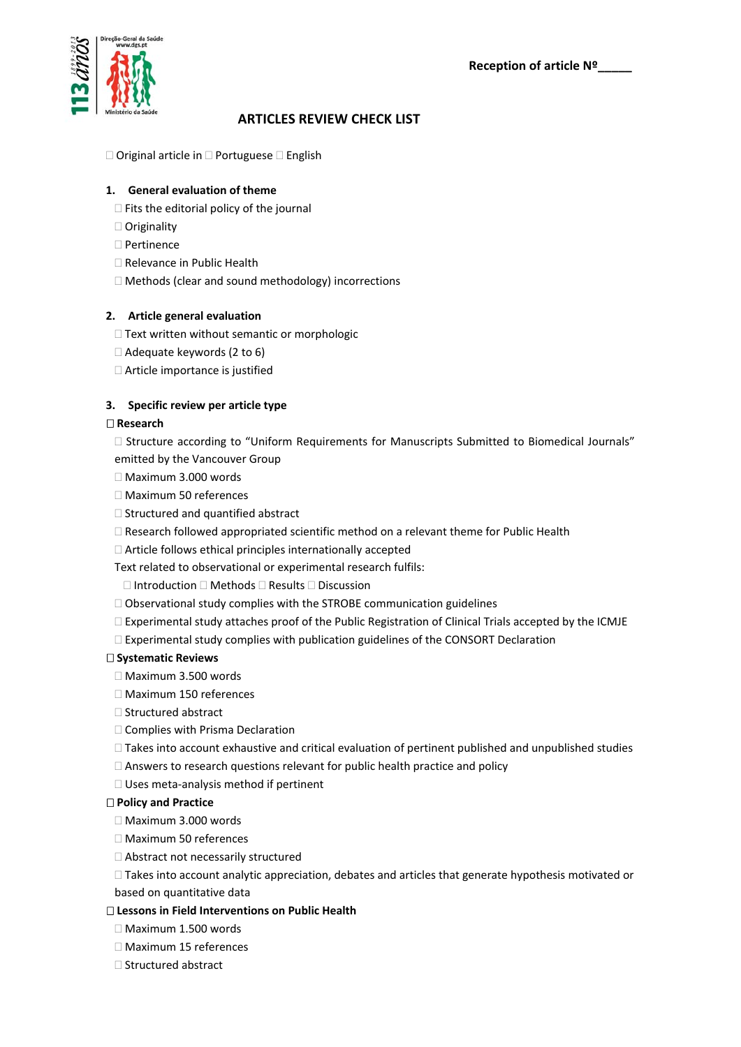**Reception of article Nº\_\_\_\_\_**

# ARTICLES REVIEW CHECK LIST

☐ Original article in ☐ Portuguese ☐ English

## 1. General evaluation of theme

- ☐ Fits the editorial policy of the journal
- ☐ Originality
- ☐ Pertinence
- ☐ Relevance in Public Health
- ☐ Methods (clear and sound methodology) incorrections

## 2. Article general evaluation

- ☐ Text written without semantic or morphologic
- ☐ Adequate keywords (2 to 6)
- ☐ Article importance is justified

## 3. Specific review per article type

**☐ Research**

- ☐ Structure according to "Uniform Requirements for Manuscripts Submitted to Biomedical Journals" emitted by the Vancouver Group
- ☐ Maximum 3.000 words
- ☐ Maximum 50 references
- ☐ Structured and quantified abstract
- ☐ Research followed appropriated scientific method on a relevant theme for Public Health
- ☐ Article follows ethical principles internationally accepted

Text related to observational or experimental research fulfils:

☐ Introduction ☐ Methods ☐ Results ☐ Discussion

- ☐ Observational study complies with the STROBE communication guidelines
- ☐ Experimental study attaches proof of the Public Registration of Clinical Trials accepted by the ICMJE
- ☐ Experimental study complies with publication guidelines of the CONSORT Declaration

**☐ Systematic Reviews**

- ☐ Maximum 3.500 words
- ☐ Maximum 150 references
- ☐ Structured abstract
- ☐ Complies with Prisma Declaration
- ☐ Takes into account exhaustive and critical evaluation of pertinent published and unpublished studies
- ☐ Answers to research questions relevant for public health practice and policy
- ☐ Uses meta-analysis method if pertinent

**☐ Policy and Practice**

- ☐ Maximum 3.000 words
- ☐ Maximum 50 references
- ☐ Abstract not necessarily structured
- ☐ Takes into account analytic appreciation, debates and articles that generate hypothesis motivated or based on quantitative data

**☐ Lessons in Field Interventions on Public Health**

- ☐ Maximum 1.500 words
- ☐ Maximum 15 references
- ☐ Structured abstract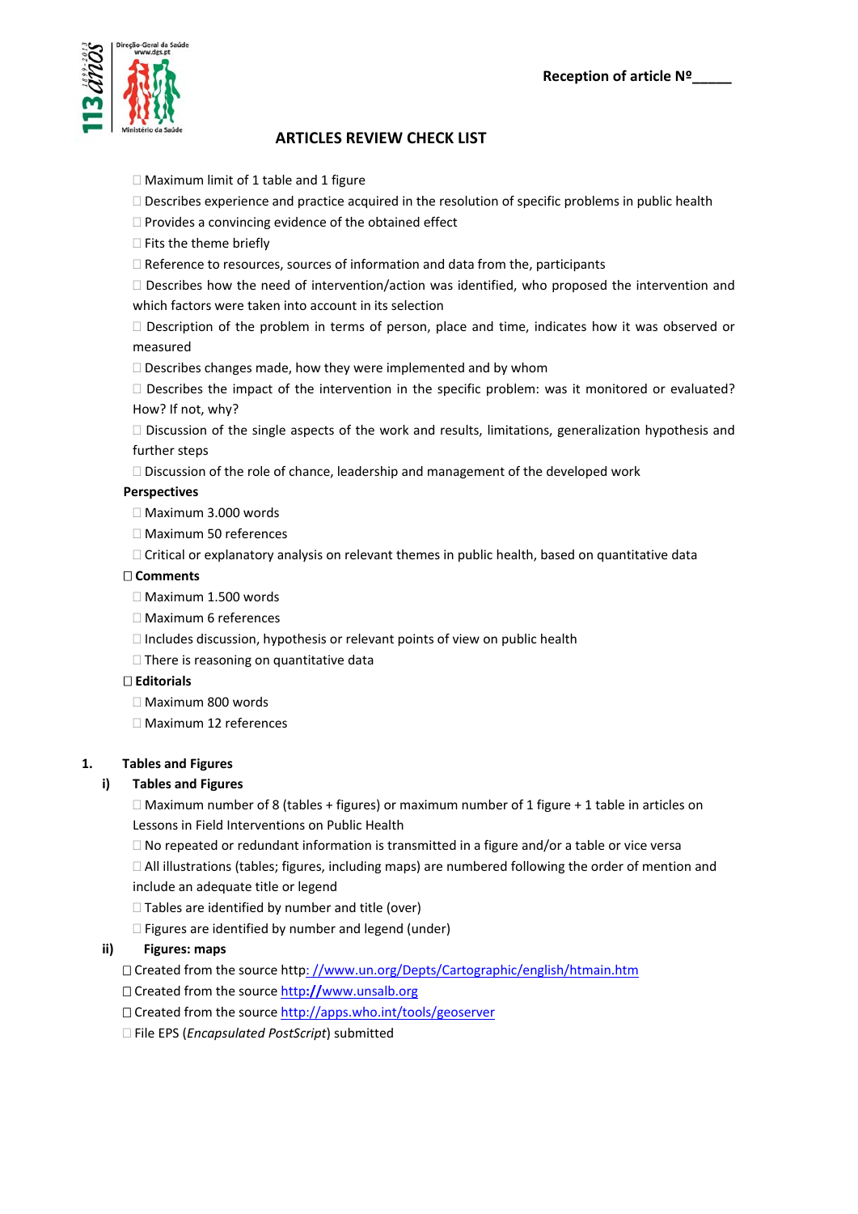Reception of article Nº_____

## ARTICLES REVIEW CHECK LIST

- ☐ Maximum limit of 1 table and 1 figure
- ☐ Describes experience and practice acquired in the resolution of specific problems in public health
- ☐ Provides a convincing evidence of the obtained effect
- ☐ Fits the theme briefly
- ☐ Reference to resources, sources of information and data from the, participants
- ☐ Describes how the need of intervention/action was identified, who proposed the intervention and which factors were taken into account in its selection
- ☐ Description of the problem in terms of person, place and time, indicates how it was observed or measured
- ☐ Describes changes made, how they were implemented and by whom
- ☐ Describes the impact of the intervention in the specific problem: was it monitored or evaluated? How? If not, why?
- ☐ Discussion of the single aspects of the work and results, limitations, generalization hypothesis and further steps
- ☐ Discussion of the role of chance, leadership and management of the developed work

**Perspectives**

- ☐ Maximum 3.000 words
- ☐ Maximum 50 references
- ☐ Critical or explanatory analysis on relevant themes in public health, based on quantitative data

☐ **Comments**

- ☐ Maximum 1.500 words
- ☐ Maximum 6 references
- ☐ Includes discussion, hypothesis or relevant points of view on public health
- ☐ There is reasoning on quantitative data

☐ **Editorials**

- ☐ Maximum 800 words
- ☐ Maximum 12 references

### 1. Tables and Figures

#### i) Tables and Figures

- ☐ Maximum number of 8 (tables + figures) or maximum number of 1 figure + 1 table in articles on Lessons in Field Interventions on Public Health
- ☐ No repeated or redundant information is transmitted in a figure and/or a table or vice versa
- ☐ All illustrations (tables; figures, including maps) are numbered following the order of mention and include an adequate title or legend
- ☐ Tables are identified by number and title (over)
- ☐ Figures are identified by number and legend (under)

#### ii) Figures: maps

- ☐ Created from the source http: //www.un.org/Depts/Cartographic/english/htmain.htm
- ☐ Created from the source http://www.unsalb.org
- ☐ Created from the source http://apps.who.int/tools/geoserver
- ☐ File EPS (*Encapsulated PostScript*) submitted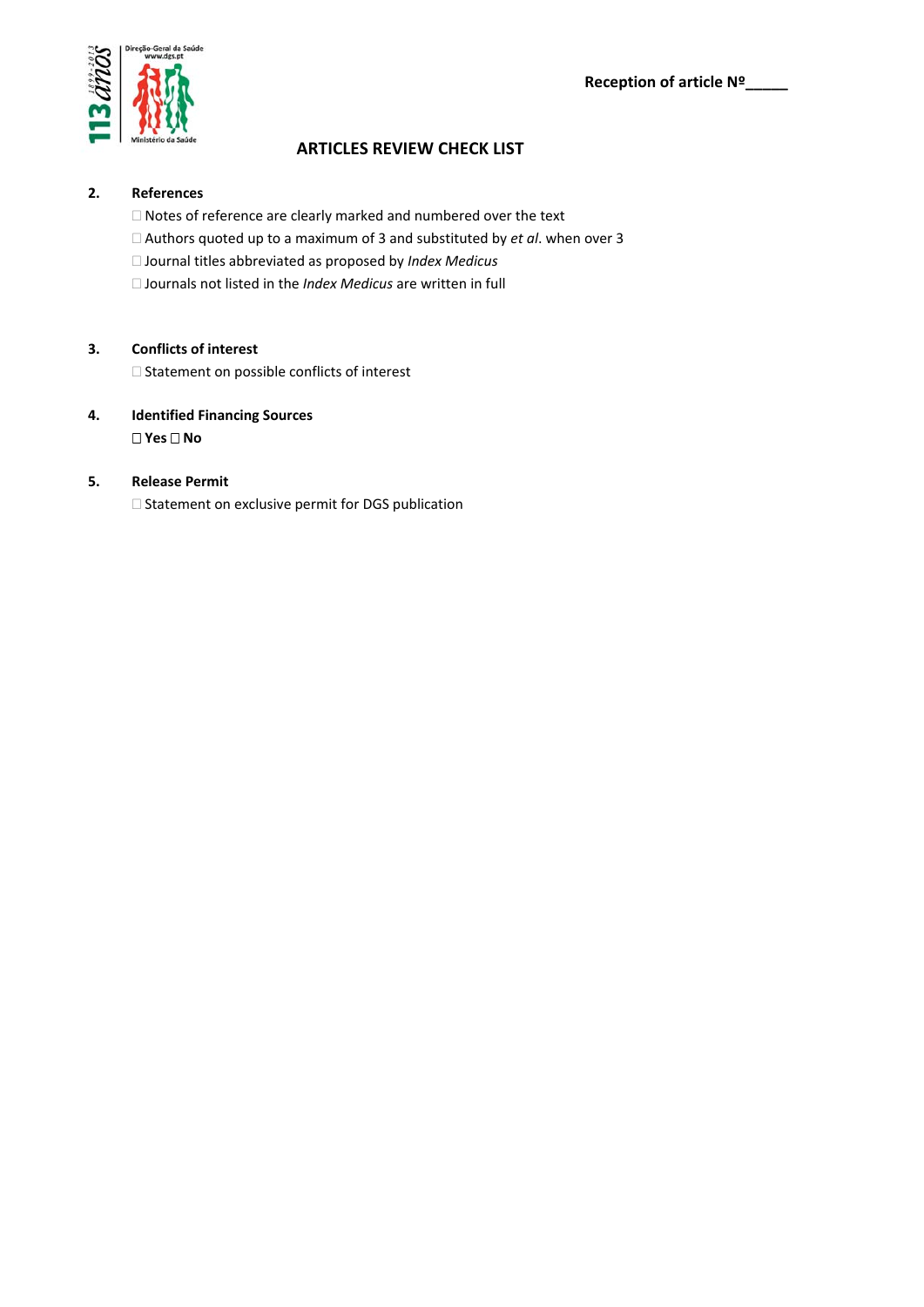Reception of article Nº_____

# ARTICLES REVIEW CHECK LIST

**2. References**

☐ Notes of reference are clearly marked and numbered over the text

☐ Authors quoted up to a maximum of 3 and substituted by *et al*. when over 3

☐ Journal titles abbreviated as proposed by *Index Medicus*

☐ Journals not listed in the *Index Medicus* are written in full

**3. Conflicts of interest**

☐ Statement on possible conflicts of interest

**4. Identified Financing Sources**

**☐ Yes ☐ No**

**5. Release Permit**

☐ Statement on exclusive permit for DGS publication